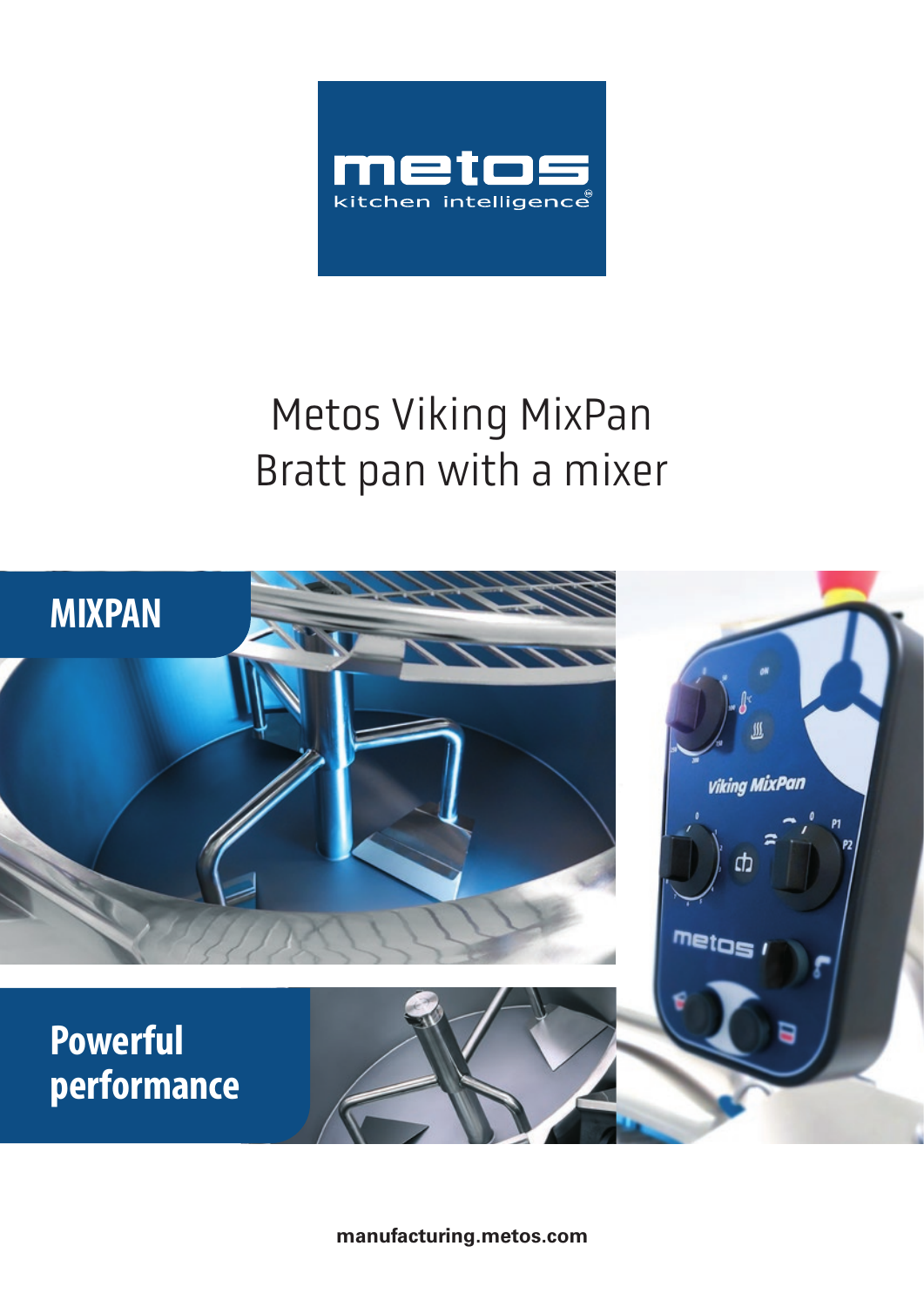# Metos Viking MixPan
## Bratt pan with a mixer

**MIXPAN**

**Powerful performance**

**manufacturing.metos.com**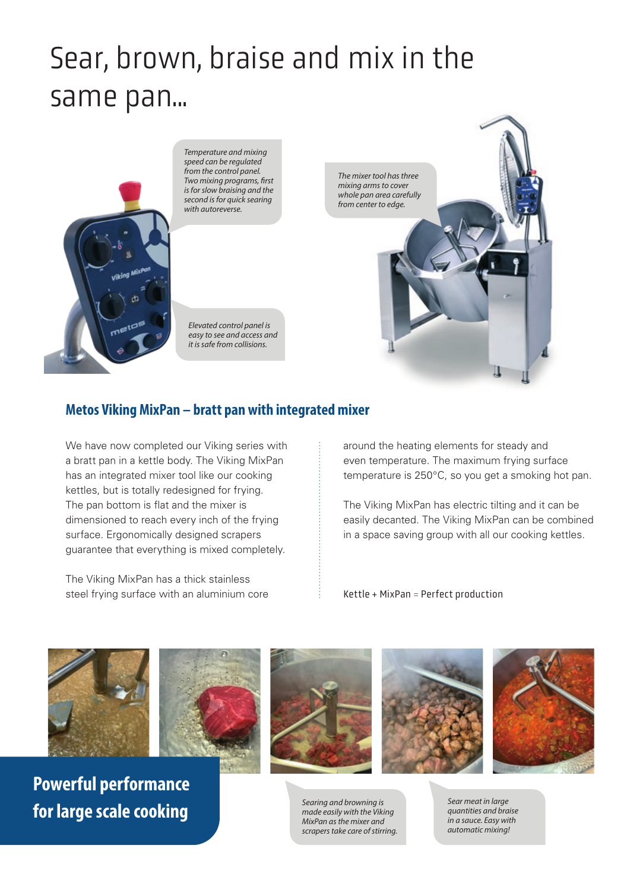# Sear, brown, braise and mix in the same pan...

*Temperature and mixing speed can be regulated from the control panel. Two mixing programs, first is for slow braising and the second is for quick searing with autoreverse.*

*Elevated control panel is easy to see and access and it is safe from collisions.*

*The mixer tool has three mixing arms to cover whole pan area carefully from center to edge.*

## Metos Viking MixPan – bratt pan with integrated mixer

We have now completed our Viking series with a bratt pan in a kettle body. The Viking MixPan has an integrated mixer tool like our cooking kettles, but is totally redesigned for frying. The pan bottom is flat and the mixer is dimensioned to reach every inch of the frying surface. Ergonomically designed scrapers guarantee that everything is mixed completely.

The Viking MixPan has a thick stainless steel frying surface with an aluminium core around the heating elements for steady and even temperature. The maximum frying surface temperature is 250°C, so you get a smoking hot pan.

The Viking MixPan has electric tilting and it can be easily decanted. The Viking MixPan can be combined in a space saving group with all our cooking kettles.

Kettle + MixPan = Perfect production

**Powerful performance for large scale cooking**

*Searing and browning is made easily with the Viking MixPan as the mixer and scrapers take care of stirring.*

*Sear meat in large quantities and braise in a sauce. Easy with automatic mixing!*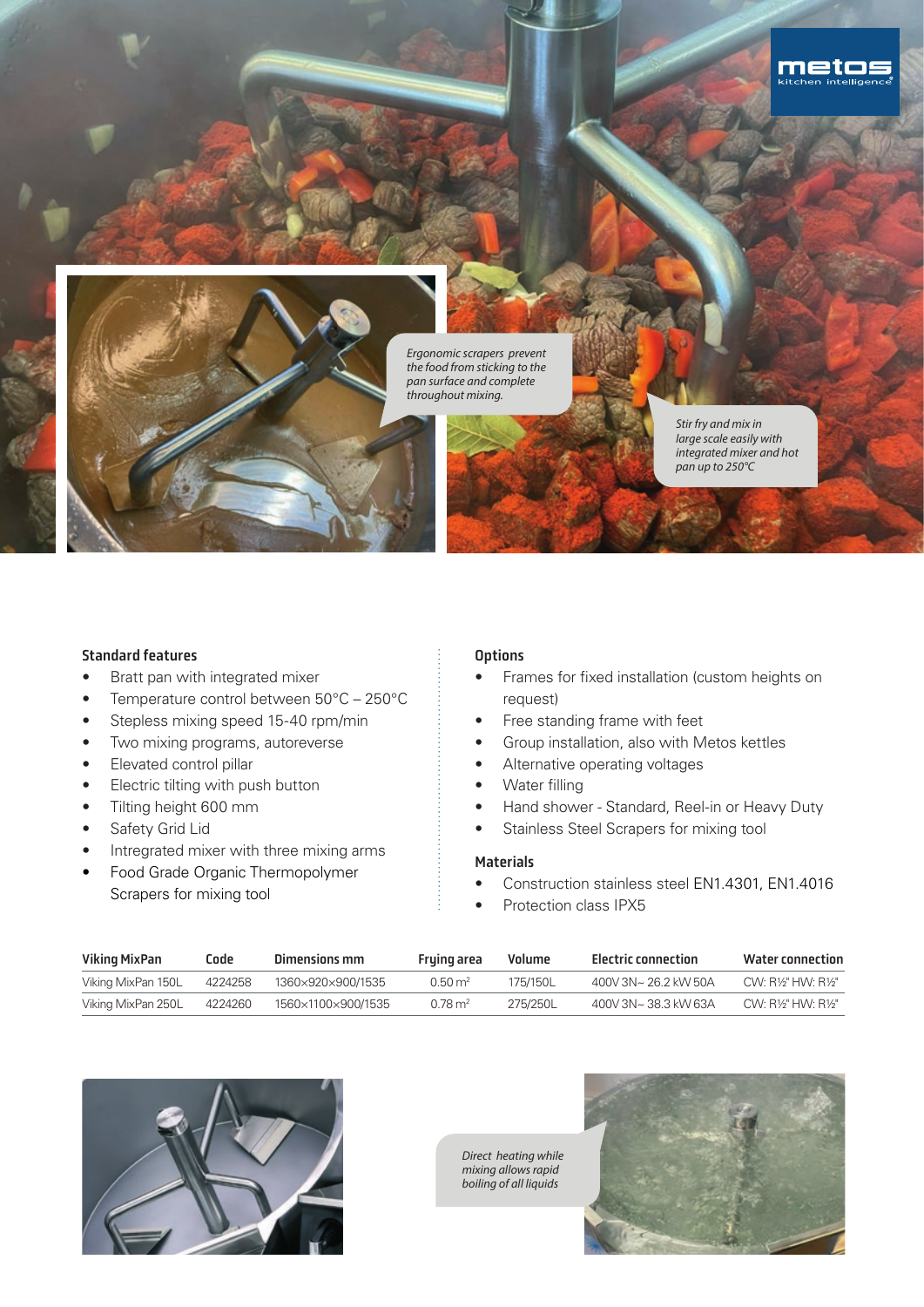Ergonomic scrapers prevent the food from sticking to the pan surface and complete throughout mixing.

Stir fry and mix in large scale easily with integrated mixer and hot pan up to 250°C

### Standard features

- Bratt pan with integrated mixer
- Temperature control between 50°C – 250°C
- Stepless mixing speed 15-40 rpm/min
- Two mixing programs, autoreverse
- Elevated control pillar
- Electric tilting with push button
- Tilting height 600 mm
- Safety Grid Lid
- Intregrated mixer with three mixing arms
- Food Grade Organic Thermopolymer Scrapers for mixing tool

### Options

- Frames for fixed installation (custom heights on request)
- Free standing frame with feet
- Group installation, also with Metos kettles
- Alternative operating voltages
- Water filling
- Hand shower - Standard, Reel-in or Heavy Duty
- Stainless Steel Scrapers for mixing tool

### Materials

- Construction stainless steel EN1.4301, EN1.4016
- Protection class IPX5

| Viking MixPan | Code | Dimensions mm | Frying area | Volume | Electric connection | Water connection |
|---|---|---|---|---|---|---|
| Viking MixPan 150L | 4224258 | 1360×920×900/1535 | 0.50 m² | 175/150L | 400V 3N~ 26.2 kW 50A | CW: R½" HW: R½" |
| Viking MixPan 250L | 4224260 | 1560×1100×900/1535 | 0.78 m² | 275/250L | 400V 3N~ 38.3 kW 63A | CW: R½" HW: R½" |

Direct heating while mixing allows rapid boiling of all liquids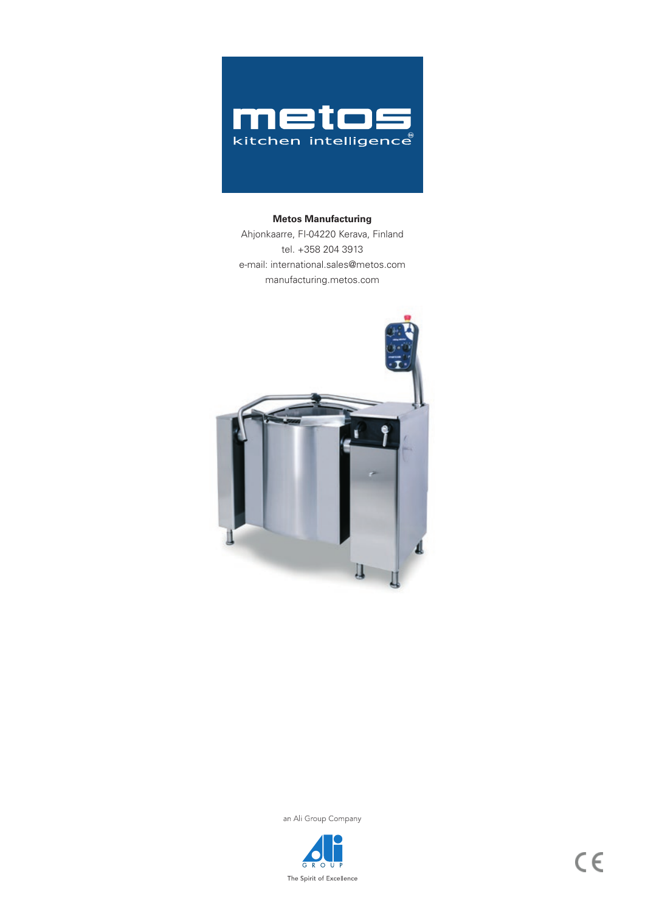metos
kitchen intelligence

**Metos Manufacturing**
Ahjonkaarre, FI-04220 Kerava, Finland
tel. +358 204 3913
e-mail: international.sales@metos.com
manufacturing.metos.com

an Ali Group Company

The Spirit of Excellence